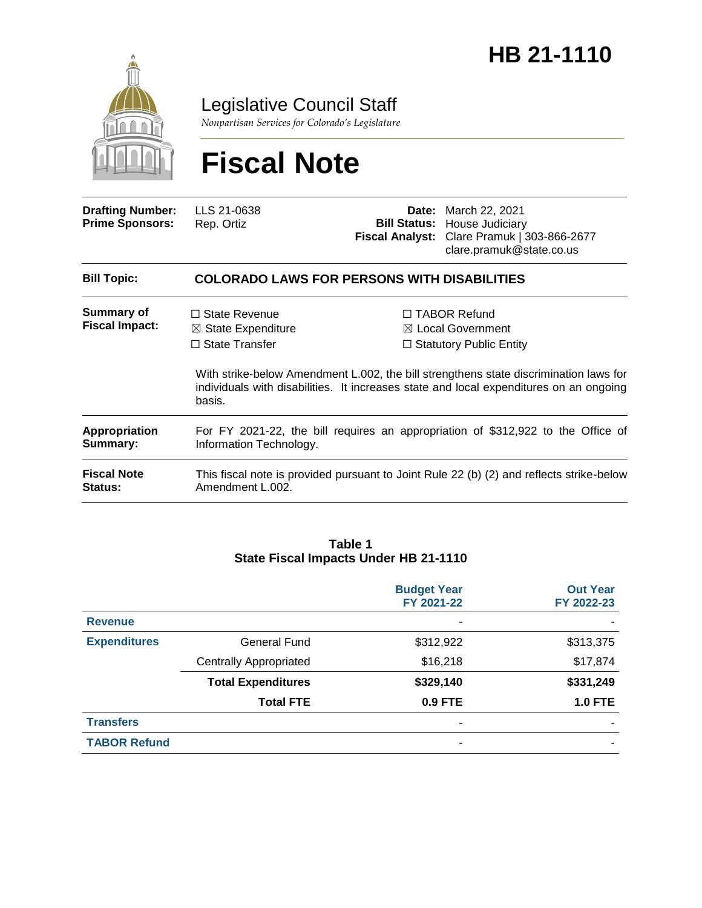# HB 21-1110

Legislative Council Staff

*Nonpartisan Services for Colorado's Legislature*

# Fiscal Note

| | | | |
|---|---|---|---|
| **Drafting Number:** | LLS 21-0638 | **Date:** | March 22, 2021 |
| **Prime Sponsors:** | Rep. Ortiz | **Bill Status:** | House Judiciary |
| | | **Fiscal Analyst:** | Clare Pramuk \| 303-866-2677 clare.pramuk@state.co.us |

| | |
|---|---|
| **Bill Topic:** | **COLORADO LAWS FOR PERSONS WITH DISABILITIES** |
| **Summary of Fiscal Impact:** | ☐ State Revenue ☒ State Expenditure ☐ State Transfer ☐ TABOR Refund ☒ Local Government ☐ Statutory Public Entity<br><br>With strike-below Amendment L.002, the bill strengthens state discrimination laws for individuals with disabilities. It increases state and local expenditures on an ongoing basis. |
| **Appropriation Summary:** | For FY 2021-22, the bill requires an appropriation of $312,922 to the Office of Information Technology. |
| **Fiscal Note Status:** | This fiscal note is provided pursuant to Joint Rule 22 (b) (2) and reflects strike-below Amendment L.002. |

**Table 1**
**State Fiscal Impacts Under HB 21-1110**

| | | Budget Year FY 2021-22 | Out Year FY 2022-23 |
|---|---|---|---|
| **Revenue** | | - | - |
| **Expenditures** | General Fund | $312,922 | $313,375 |
| | Centrally Appropriated | $16,218 | $17,874 |
| | **Total Expenditures** | **$329,140** | **$331,249** |
| | **Total FTE** | **0.9 FTE** | **1.0 FTE** |
| **Transfers** | | - | - |
| **TABOR Refund** | | - | - |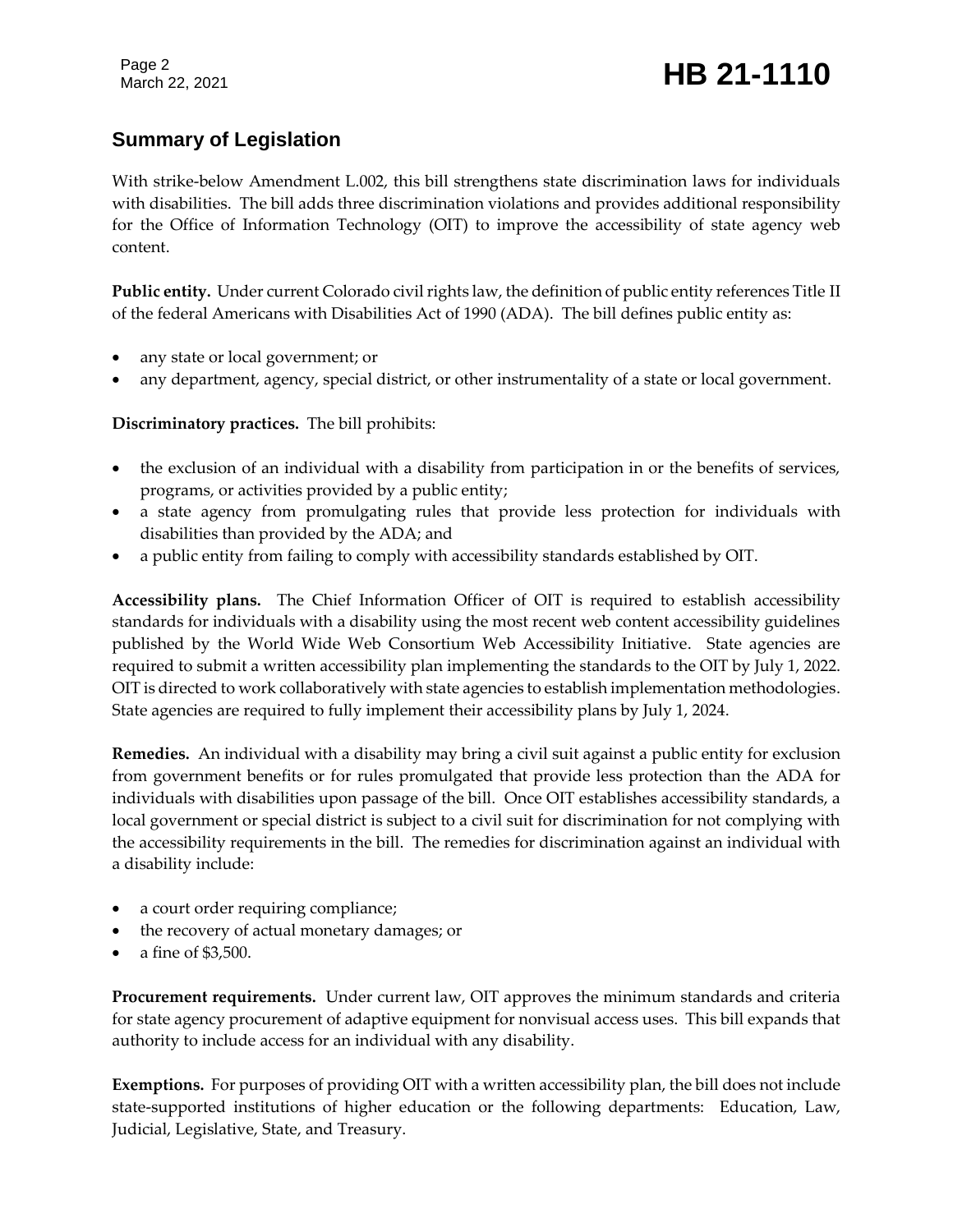## Summary of Legislation

With strike-below Amendment L.002, this bill strengthens state discrimination laws for individuals with disabilities. The bill adds three discrimination violations and provides additional responsibility for the Office of Information Technology (OIT) to improve the accessibility of state agency web content.

**Public entity.** Under current Colorado civil rights law, the definition of public entity references Title II of the federal Americans with Disabilities Act of 1990 (ADA). The bill defines public entity as:

- any state or local government; or
- any department, agency, special district, or other instrumentality of a state or local government.

**Discriminatory practices.** The bill prohibits:

- the exclusion of an individual with a disability from participation in or the benefits of services, programs, or activities provided by a public entity;
- a state agency from promulgating rules that provide less protection for individuals with disabilities than provided by the ADA; and
- a public entity from failing to comply with accessibility standards established by OIT.

**Accessibility plans.** The Chief Information Officer of OIT is required to establish accessibility standards for individuals with a disability using the most recent web content accessibility guidelines published by the World Wide Web Consortium Web Accessibility Initiative. State agencies are required to submit a written accessibility plan implementing the standards to the OIT by July 1, 2022. OIT is directed to work collaboratively with state agencies to establish implementation methodologies. State agencies are required to fully implement their accessibility plans by July 1, 2024.

**Remedies.** An individual with a disability may bring a civil suit against a public entity for exclusion from government benefits or for rules promulgated that provide less protection than the ADA for individuals with disabilities upon passage of the bill. Once OIT establishes accessibility standards, a local government or special district is subject to a civil suit for discrimination for not complying with the accessibility requirements in the bill. The remedies for discrimination against an individual with a disability include:

- a court order requiring compliance;
- the recovery of actual monetary damages; or
- a fine of $3,500.

**Procurement requirements.** Under current law, OIT approves the minimum standards and criteria for state agency procurement of adaptive equipment for nonvisual access uses. This bill expands that authority to include access for an individual with any disability.

**Exemptions.** For purposes of providing OIT with a written accessibility plan, the bill does not include state-supported institutions of higher education or the following departments: Education, Law, Judicial, Legislative, State, and Treasury.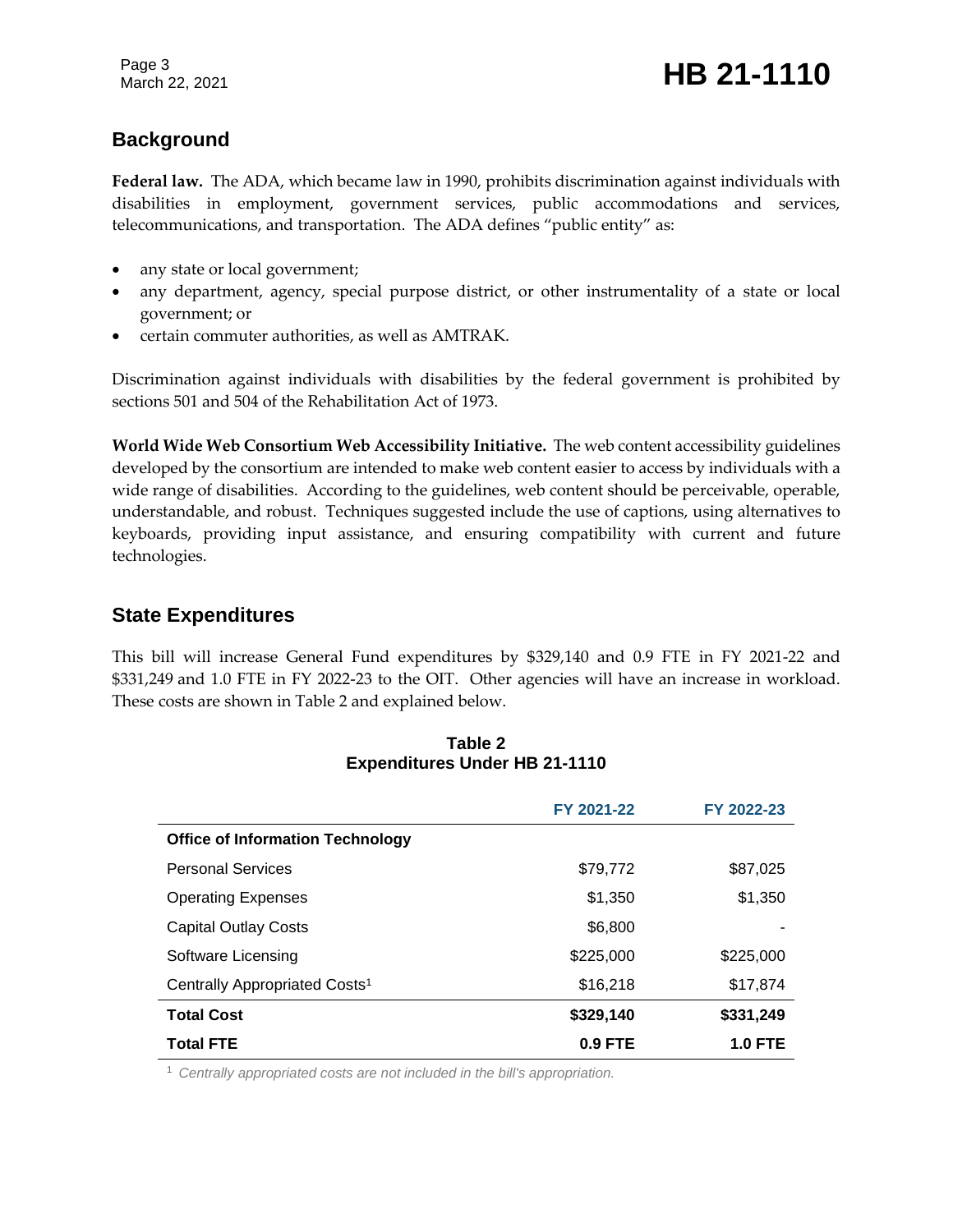## Background

**Federal law.** The ADA, which became law in 1990, prohibits discrimination against individuals with disabilities in employment, government services, public accommodations and services, telecommunications, and transportation. The ADA defines "public entity" as:

- any state or local government;
- any department, agency, special purpose district, or other instrumentality of a state or local government; or
- certain commuter authorities, as well as AMTRAK.

Discrimination against individuals with disabilities by the federal government is prohibited by sections 501 and 504 of the Rehabilitation Act of 1973.

**World Wide Web Consortium Web Accessibility Initiative.** The web content accessibility guidelines developed by the consortium are intended to make web content easier to access by individuals with a wide range of disabilities. According to the guidelines, web content should be perceivable, operable, understandable, and robust. Techniques suggested include the use of captions, using alternatives to keyboards, providing input assistance, and ensuring compatibility with current and future technologies.

## State Expenditures

This bill will increase General Fund expenditures by $329,140 and 0.9 FTE in FY 2021-22 and $331,249 and 1.0 FTE in FY 2022-23 to the OIT. Other agencies will have an increase in workload. These costs are shown in Table 2 and explained below.

**Table 2**
**Expenditures Under HB 21-1110**

| | FY 2021-22 | FY 2022-23 |
|---|---|---|
| **Office of Information Technology** | | |
| Personal Services | $79,772 | $87,025 |
| Operating Expenses | $1,350 | $1,350 |
| Capital Outlay Costs | $6,800 | - |
| Software Licensing | $225,000 | $225,000 |
| Centrally Appropriated Costs[1] | $16,218 | $17,874 |
| **Total Cost** | **$329,140** | **$331,249** |
| **Total FTE** | **0.9 FTE** | **1.0 FTE** |

[1] *Centrally appropriated costs are not included in the bill's appropriation.*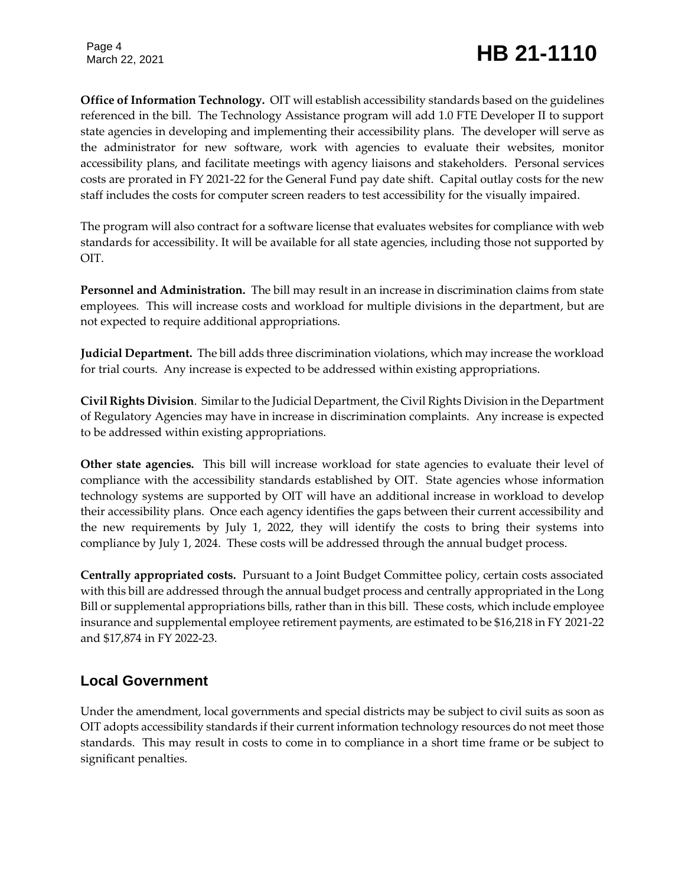**Office of Information Technology.** OIT will establish accessibility standards based on the guidelines referenced in the bill. The Technology Assistance program will add 1.0 FTE Developer II to support state agencies in developing and implementing their accessibility plans. The developer will serve as the administrator for new software, work with agencies to evaluate their websites, monitor accessibility plans, and facilitate meetings with agency liaisons and stakeholders. Personal services costs are prorated in FY 2021-22 for the General Fund pay date shift. Capital outlay costs for the new staff includes the costs for computer screen readers to test accessibility for the visually impaired.

The program will also contract for a software license that evaluates websites for compliance with web standards for accessibility. It will be available for all state agencies, including those not supported by OIT.

**Personnel and Administration.** The bill may result in an increase in discrimination claims from state employees. This will increase costs and workload for multiple divisions in the department, but are not expected to require additional appropriations.

**Judicial Department.** The bill adds three discrimination violations, which may increase the workload for trial courts. Any increase is expected to be addressed within existing appropriations.

**Civil Rights Division**. Similar to the Judicial Department, the Civil Rights Division in the Department of Regulatory Agencies may have in increase in discrimination complaints. Any increase is expected to be addressed within existing appropriations.

**Other state agencies.** This bill will increase workload for state agencies to evaluate their level of compliance with the accessibility standards established by OIT. State agencies whose information technology systems are supported by OIT will have an additional increase in workload to develop their accessibility plans. Once each agency identifies the gaps between their current accessibility and the new requirements by July 1, 2022, they will identify the costs to bring their systems into compliance by July 1, 2024. These costs will be addressed through the annual budget process.

**Centrally appropriated costs.** Pursuant to a Joint Budget Committee policy, certain costs associated with this bill are addressed through the annual budget process and centrally appropriated in the Long Bill or supplemental appropriations bills, rather than in this bill. These costs, which include employee insurance and supplemental employee retirement payments, are estimated to be $16,218 in FY 2021-22 and $17,874 in FY 2022-23.

## Local Government

Under the amendment, local governments and special districts may be subject to civil suits as soon as OIT adopts accessibility standards if their current information technology resources do not meet those standards. This may result in costs to come in to compliance in a short time frame or be subject to significant penalties.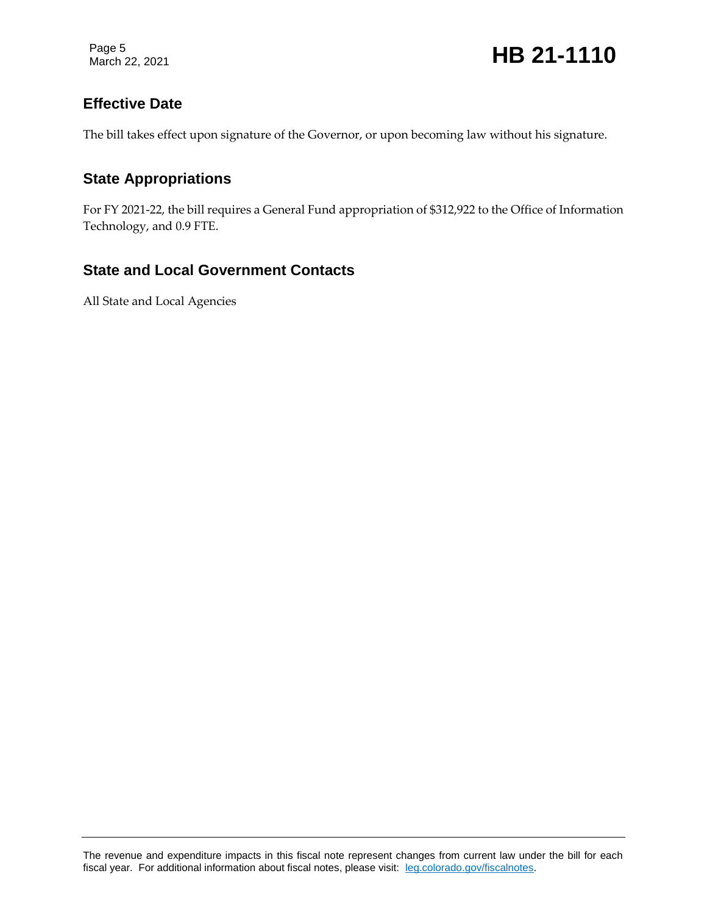## Effective Date

The bill takes effect upon signature of the Governor, or upon becoming law without his signature.

## State Appropriations

For FY 2021-22, the bill requires a General Fund appropriation of $312,922 to the Office of Information Technology, and 0.9 FTE.

## State and Local Government Contacts

All State and Local Agencies

The revenue and expenditure impacts in this fiscal note represent changes from current law under the bill for each fiscal year. For additional information about fiscal notes, please visit: leg.colorado.gov/fiscalnotes.